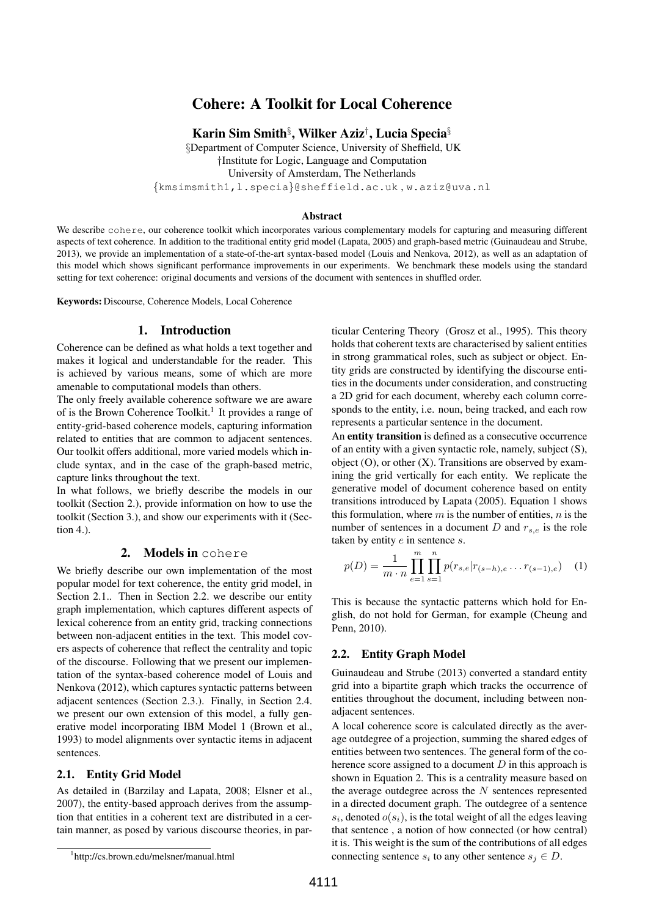# Cohere: A Toolkit for Local Coherence

**Karin Sim Smith[§], Wilker Aziz[†], Lucia Specia[§]**

§Department of Computer Science, University of Sheffield, UK
†Institute for Logic, Language and Computation
University of Amsterdam, The Netherlands
{kmsimsmith1,l.specia}@sheffield.ac.uk, w.aziz@uva.nl

### Abstract

We describe cohere, our coherence toolkit which incorporates various complementary models for capturing and measuring different aspects of text coherence. In addition to the traditional entity grid model (Lapata, 2005) and graph-based metric (Guinaudeau and Strube, 2013), we provide an implementation of a state-of-the-art syntax-based model (Louis and Nenkova, 2012), as well as an adaptation of this model which shows significant performance improvements in our experiments. We benchmark these models using the standard setting for text coherence: original documents and versions of the document with sentences in shuffled order.

**Keywords:** Discourse, Coherence Models, Local Coherence

## 1. Introduction

Coherence can be defined as what holds a text together and makes it logical and understandable for the reader. This is achieved by various means, some of which are more amenable to computational models than others.

The only freely available coherence software we are aware of is the Brown Coherence Toolkit.[1] It provides a range of entity-grid-based coherence models, capturing information related to entities that are common to adjacent sentences. Our toolkit offers additional, more varied models which include syntax, and in the case of the graph-based metric, capture links throughout the text.

In what follows, we briefly describe the models in our toolkit (Section 2.), provide information on how to use the toolkit (Section 3.), and show our experiments with it (Section 4.).

## 2. Models in cohere

We briefly describe our own implementation of the most popular model for text coherence, the entity grid model, in Section 2.1.. Then in Section 2.2. we describe our entity graph implementation, which captures different aspects of lexical coherence from an entity grid, tracking connections between non-adjacent entities in the text. This model covers aspects of coherence that reflect the centrality and topic of the discourse. Following that we present our implementation of the syntax-based coherence model of Louis and Nenkova (2012), which captures syntactic patterns between adjacent sentences (Section 2.3.). Finally, in Section 2.4. we present our own extension of this model, a fully generative model incorporating IBM Model 1 (Brown et al., 1993) to model alignments over syntactic items in adjacent sentences.

### 2.1. Entity Grid Model

As detailed in (Barzilay and Lapata, 2008; Elsner et al., 2007), the entity-based approach derives from the assumption that entities in a coherent text are distributed in a certain manner, as posed by various discourse theories, in particular Centering Theory (Grosz et al., 1995). This theory holds that coherent texts are characterised by salient entities in strong grammatical roles, such as subject or object. Entity grids are constructed by identifying the discourse entities in the documents under consideration, and constructing a 2D grid for each document, whereby each column corresponds to the entity, i.e. noun, being tracked, and each row represents a particular sentence in the document.

An **entity transition** is defined as a consecutive occurrence of an entity with a given syntactic role, namely, subject (S), object (O), or other (X). Transitions are observed by examining the grid vertically for each entity. We replicate the generative model of document coherence based on entity transitions introduced by Lapata (2005). Equation 1 shows this formulation, where $m$ is the number of entities, $n$ is the number of sentences in a document $D$ and $r_{s,e}$ is the role taken by entity $e$ in sentence $s$.

$$p(D) = \frac{1}{m \cdot n} \prod_{e=1}^{m} \prod_{s=1}^{n} p(r_{s,e} | r_{(s-h),e} \ldots r_{(s-1),e}) \quad (1)$$

This is because the syntactic patterns which hold for English, do not hold for German, for example (Cheung and Penn, 2010).

### 2.2. Entity Graph Model

Guinaudeau and Strube (2013) converted a standard entity grid into a bipartite graph which tracks the occurrence of entities throughout the document, including between non-adjacent sentences.

A local coherence score is calculated directly as the average outdegree of a projection, summing the shared edges of entities between two sentences. The general form of the coherence score assigned to a document $D$ in this approach is shown in Equation 2. This is a centrality measure based on the average outdegree across the $N$ sentences represented in a directed document graph. The outdegree of a sentence $s_i$, denoted $o(s_i)$, is the total weight of all the edges leaving that sentence , a notion of how connected (or how central) it is. This weight is the sum of the contributions of all edges connecting sentence $s_i$ to any other sentence $s_j \in D$.

[1] http://cs.brown.edu/melsner/manual.html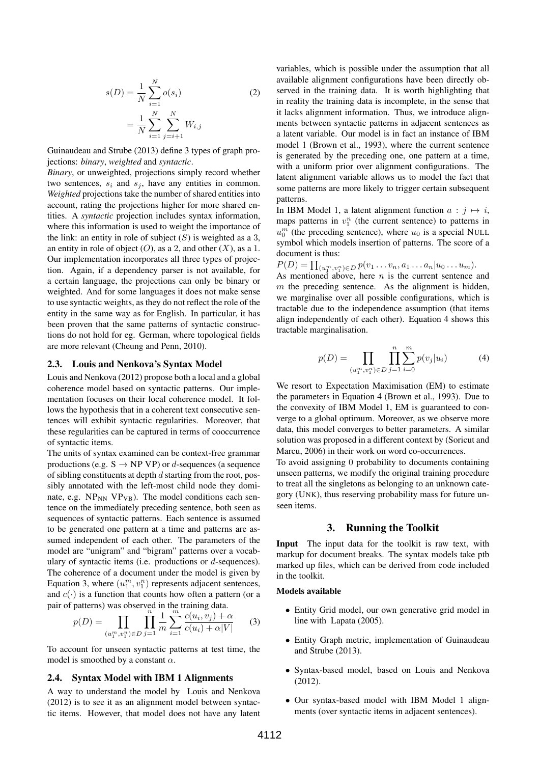$$s(D) = \frac{1}{N}\sum_{i=1}^{N} o(s_i) \qquad (2)$$
$$= \frac{1}{N}\sum_{i=1}^{N}\sum_{j=i+1}^{N} W_{i,j}$$

Guinaudeau and Strube (2013) define 3 types of graph projections: *binary*, *weighted* and *syntactic*.

*Binary*, or unweighted, projections simply record whether two sentences, $s_i$ and $s_j$, have any entities in common. *Weighted* projections take the number of shared entities into account, rating the projections higher for more shared entities. A *syntactic* projection includes syntax information, where this information is used to weight the importance of the link: an entity in role of subject ($S$) is weighted as a 3, an entity in role of object ($O$), as a 2, and other ($X$), as a 1. Our implementation incorporates all three types of projection. Again, if a dependency parser is not available, for a certain language, the projections can only be binary or weighted. And for some languages it does not make sense to use syntactic weights, as they do not reflect the role of the entity in the same way as for English. In particular, it has been proven that the same patterns of syntactic constructions do not hold for eg. German, where topological fields are more relevant (Cheung and Penn, 2010).

### 2.3. Louis and Nenkova's Syntax Model

Louis and Nenkova (2012) propose both a local and a global coherence model based on syntactic patterns. Our implementation focuses on their local coherence model. It follows the hypothesis that in a coherent text consecutive sentences will exhibit syntactic regularities. Moreover, that these regularities can be captured in terms of cooccurrence of syntactic items.

The units of syntax examined can be context-free grammar productions (e.g. S → NP VP) or $d$-sequences (a sequence of sibling constituents at depth $d$ starting from the root, possibly annotated with the left-most child node they dominate, e.g. $NP_{NN}$ $VP_{VB}$). The model conditions each sentence on the immediately preceding sentence, both seen as sequences of syntactic patterns. Each sentence is assumed to be generated one pattern at a time and patterns are assumed independent of each other. The parameters of the model are "unigram" and "bigram" patterns over a vocabulary of syntactic items (i.e. productions or $d$-sequences). The coherence of a document under the model is given by Equation 3, where $(u_1^m, v_1^n)$ represents adjacent sentences, and $c(\cdot)$ is a function that counts how often a pattern (or a pair of patterns) was observed in the training data.

$$p(D) = \prod_{(u_1^m, v_1^n)\in D} \prod_{j=1}^{n} \frac{1}{m} \sum_{i=1}^{m} \frac{c(u_i, v_j) + \alpha}{c(u_i) + \alpha|V|} \qquad (3)$$

To account for unseen syntactic patterns at test time, the model is smoothed by a constant $\alpha$.

### 2.4. Syntax Model with IBM 1 Alignments

A way to understand the model by Louis and Nenkova (2012) is to see it as an alignment model between syntactic items. However, that model does not have any latent variables, which is possible under the assumption that all available alignment configurations have been directly observed in the training data. It is worth highlighting that in reality the training data is incomplete, in the sense that it lacks alignment information. Thus, we introduce alignments between syntactic patterns in adjacent sentences as a latent variable. Our model is in fact an instance of IBM model 1 (Brown et al., 1993), where the current sentence is generated by the preceding one, one pattern at a time, with a uniform prior over alignment configurations. The latent alignment variable allows us to model the fact that some patterns are more likely to trigger certain subsequent patterns.

In IBM Model 1, a latent alignment function $a : j \mapsto i$, maps patterns in $v_1^n$ (the current sentence) to patterns in $u_0^m$ (the preceding sentence), where $u_0$ is a special NULL symbol which models insertion of patterns. The score of a document is thus:

$P(D) = \prod_{(u_1^m, v_1^n)\in D} p(v_1 \dots v_n, a_1 \dots a_n | u_0 \dots u_m)$.

As mentioned above, here $n$ is the current sentence and $m$ the preceding sentence. As the alignment is hidden, we marginalise over all possible configurations, which is tractable due to the independence assumption (that items align independently of each other). Equation 4 shows this tractable marginalisation.

$$p(D) = \prod_{(u_1^m, v_1^n)\in D} \prod_{j=1}^{n} \sum_{i=0}^{m} p(v_j|u_i) \qquad (4)$$

We resort to Expectation Maximisation (EM) to estimate the parameters in Equation 4 (Brown et al., 1993). Due to the convexity of IBM Model 1, EM is guaranteed to converge to a global optimum. Moreover, as we observe more data, this model converges to better parameters. A similar solution was proposed in a different context by (Soricut and Marcu, 2006) in their work on word co-occurrences.

To avoid assigning 0 probability to documents containing unseen patterns, we modify the original training procedure to treat all the singletons as belonging to an unknown category (UNK), thus reserving probability mass for future unseen items.

## 3. Running the Toolkit

**Input** The input data for the toolkit is raw text, with markup for document breaks. The syntax models take ptb marked up files, which can be derived from code included in the toolkit.

**Models available**

- Entity Grid model, our own generative grid model in line with Lapata (2005).
- Entity Graph metric, implementation of Guinaudeau and Strube (2013).
- Syntax-based model, based on Louis and Nenkova (2012).
- Our syntax-based model with IBM Model 1 alignments (over syntactic items in adjacent sentences).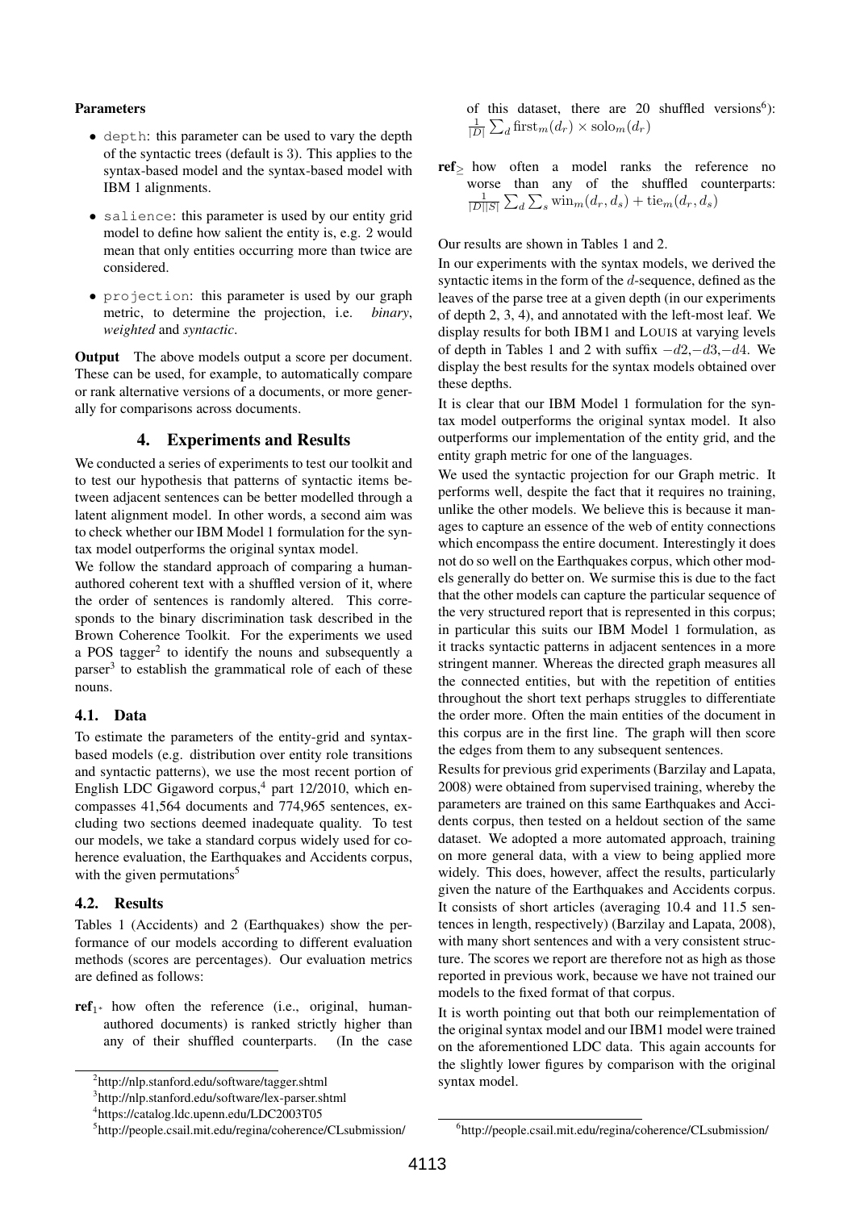**Parameters**

- `depth`: this parameter can be used to vary the depth of the syntactic trees (default is 3). This applies to the syntax-based model and the syntax-based model with IBM 1 alignments.
- `salience`: this parameter is used by our entity grid model to define how salient the entity is, e.g. 2 would mean that only entities occurring more than twice are considered.
- `projection`: this parameter is used by our graph metric, to determine the projection, i.e. *binary*, *weighted* and *syntactic*.

**Output** The above models output a score per document. These can be used, for example, to automatically compare or rank alternative versions of a documents, or more generally for comparisons across documents.

## 4. Experiments and Results

We conducted a series of experiments to test our toolkit and to test our hypothesis that patterns of syntactic items between adjacent sentences can be better modelled through a latent alignment model. In other words, a second aim was to check whether our IBM Model 1 formulation for the syntax model outperforms the original syntax model.

We follow the standard approach of comparing a human-authored coherent text with a shuffled version of it, where the order of sentences is randomly altered. This corresponds to the binary discrimination task described in the Brown Coherence Toolkit. For the experiments we used a POS tagger[2] to identify the nouns and subsequently a parser[3] to establish the grammatical role of each of these nouns.

### 4.1. Data

To estimate the parameters of the entity-grid and syntax-based models (e.g. distribution over entity role transitions and syntactic patterns), we use the most recent portion of English LDC Gigaword corpus,[4] part 12/2010, which encompasses 41,564 documents and 774,965 sentences, excluding two sections deemed inadequate quality. To test our models, we take a standard corpus widely used for coherence evaluation, the Earthquakes and Accidents corpus, with the given permutations[5]

### 4.2. Results

Tables 1 (Accidents) and 2 (Earthquakes) show the performance of our models according to different evaluation methods (scores are percentages). Our evaluation metrics are defined as follows:

**ref**$_{1^*}$ how often the reference (i.e., original, human-authored documents) is ranked strictly higher than any of their shuffled counterparts. (In the case of this dataset, there are 20 shuffled versions[6]): $\frac{1}{|D|}\sum_d \text{first}_m(d_r) \times \text{solo}_m(d_r)$

**ref**$_{\geq}$ how often a model ranks the reference no worse than any of the shuffled counterparts: $\frac{1}{|D||S|}\sum_d \sum_s \text{win}_m(d_r, d_s) + \text{tie}_m(d_r, d_s)$

Our results are shown in Tables 1 and 2.

In our experiments with the syntax models, we derived the syntactic items in the form of the $d$-sequence, defined as the leaves of the parse tree at a given depth (in our experiments of depth 2, 3, 4), and annotated with the left-most leaf. We display results for both IBM1 and LOUIS at varying levels of depth in Tables 1 and 2 with suffix $-d2$, $-d3$, $-d4$. We display the best results for the syntax models obtained over these depths.

It is clear that our IBM Model 1 formulation for the syntax model outperforms the original syntax model. It also outperforms our implementation of the entity grid, and the entity graph metric for one of the languages.

We used the syntactic projection for our Graph metric. It performs well, despite the fact that it requires no training, unlike the other models. We believe this is because it manages to capture an essence of the web of entity connections which encompass the entire document. Interestingly it does not do so well on the Earthquakes corpus, which other models generally do better on. We surmise this is due to the fact that the other models can capture the particular sequence of the very structured report that is represented in this corpus; in particular this suits our IBM Model 1 formulation, as it tracks syntactic patterns in adjacent sentences in a more stringent manner. Whereas the directed graph measures all the connected entities, but with the repetition of entities throughout the short text perhaps struggles to differentiate the order more. Often the main entities of the document in this corpus are in the first line. The graph will then score the edges from them to any subsequent sentences.

Results for previous grid experiments (Barzilay and Lapata, 2008) were obtained from supervised training, whereby the parameters are trained on this same Earthquakes and Accidents corpus, then tested on a heldout section of the same dataset. We adopted a more automated approach, training on more general data, with a view to being applied more widely. This does, however, affect the results, particularly given the nature of the Earthquakes and Accidents corpus. It consists of short articles (averaging 10.4 and 11.5 sentences in length, respectively) (Barzilay and Lapata, 2008), with many short sentences and with a very consistent structure. The scores we report are therefore not as high as those reported in previous work, because we have not trained our models to the fixed format of that corpus.

It is worth pointing out that both our reimplementation of the original syntax model and our IBM1 model were trained on the aforementioned LDC data. This again accounts for the slightly lower figures by comparison with the original syntax model.

[2] http://nlp.stanford.edu/software/tagger.shtml

[3] http://nlp.stanford.edu/software/lex-parser.shtml

[4] https://catalog.ldc.upenn.edu/LDC2003T05

[5] http://people.csail.mit.edu/regina/coherence/CLsubmission/

[6] http://people.csail.mit.edu/regina/coherence/CLsubmission/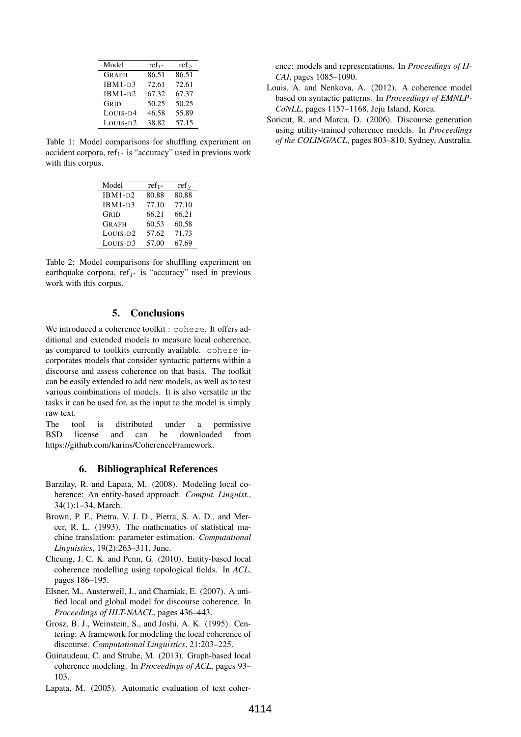| Model | $\text{ref}_{1^*}$ | $\text{ref}_{\geq}$ |
|---|---|---|
| GRAPH | 86.51 | 86.51 |
| IBM1-D3 | 72.61 | 72.61 |
| IBM1-D2 | 67.32 | 67.37 |
| GRID | 50.25 | 50.25 |
| LOUIS-D4 | 46.58 | 55.89 |
| LOUIS-D2 | 38.82 | 57.15 |

Table 1: Model comparisons for shuffling experiment on accident corpora, $\text{ref}_{1^*}$ is "accuracy" used in previous work with this corpus.

| Model | $\text{ref}_{1^*}$ | $\text{ref}_{\geq}$ |
|---|---|---|
| IBM1-D2 | 80.88 | 80.88 |
| IBM1-D3 | 77.10 | 77.10 |
| GRID | 66.21 | 66.21 |
| GRAPH | 60.53 | 60.58 |
| LOUIS-D2 | 57.62 | 71.73 |
| LOUIS-D3 | 57.00 | 67.69 |

Table 2: Model comparisons for shuffling experiment on earthquake corpora, $\text{ref}_{1^*}$ is "accuracy" used in previous work with this corpus.

## 5. Conclusions

We introduced a coherence toolkit : `cohere`. It offers additional and extended models to measure local coherence, as compared to toolkits currently available. `cohere` incorporates models that consider syntactic patterns within a discourse and assess coherence on that basis. The toolkit can be easily extended to add new models, as well as to test various combinations of models. It is also versatile in the tasks it can be used for, as the input to the model is simply raw text.

The tool is distributed under a permissive BSD license and can be downloaded from https://github.com/karins/CoherenceFramework.

## 6. Bibliographical References

Barzilay, R. and Lapata, M. (2008). Modeling local coherence: An entity-based approach. *Comput. Linguist.*, 34(1):1–34, March.

Brown, P. F., Pietra, V. J. D., Pietra, S. A. D., and Mercer, R. L. (1993). The mathematics of statistical machine translation: parameter estimation. *Computational Linguistics*, 19(2):263–311, June.

Cheung, J. C. K. and Penn, G. (2010). Entity-based local coherence modelling using topological fields. In *ACL*, pages 186–195.

Elsner, M., Austerweil, J., and Charniak, E. (2007). A unified local and global model for discourse coherence. In *Proceedings of HLT-NAACL*, pages 436–443.

Grosz, B. J., Weinstein, S., and Joshi, A. K. (1995). Centering: A framework for modeling the local coherence of discourse. *Computational Linguistics*, 21:203–225.

Guinaudeau, C. and Strube, M. (2013). Graph-based local coherence modeling. In *Proceedings of ACL*, pages 93–103.

Lapata, M. (2005). Automatic evaluation of text coherence: models and representations. In *Proceedings of IJCAI*, pages 1085–1090.

Louis, A. and Nenkova, A. (2012). A coherence model based on syntactic patterns. In *Proceedings of EMNLP-CoNLL*, pages 1157–1168, Jeju Island, Korea.

Soricut, R. and Marcu, D. (2006). Discourse generation using utility-trained coherence models. In *Proceedings of the COLING/ACL*, pages 803–810, Sydney, Australia.